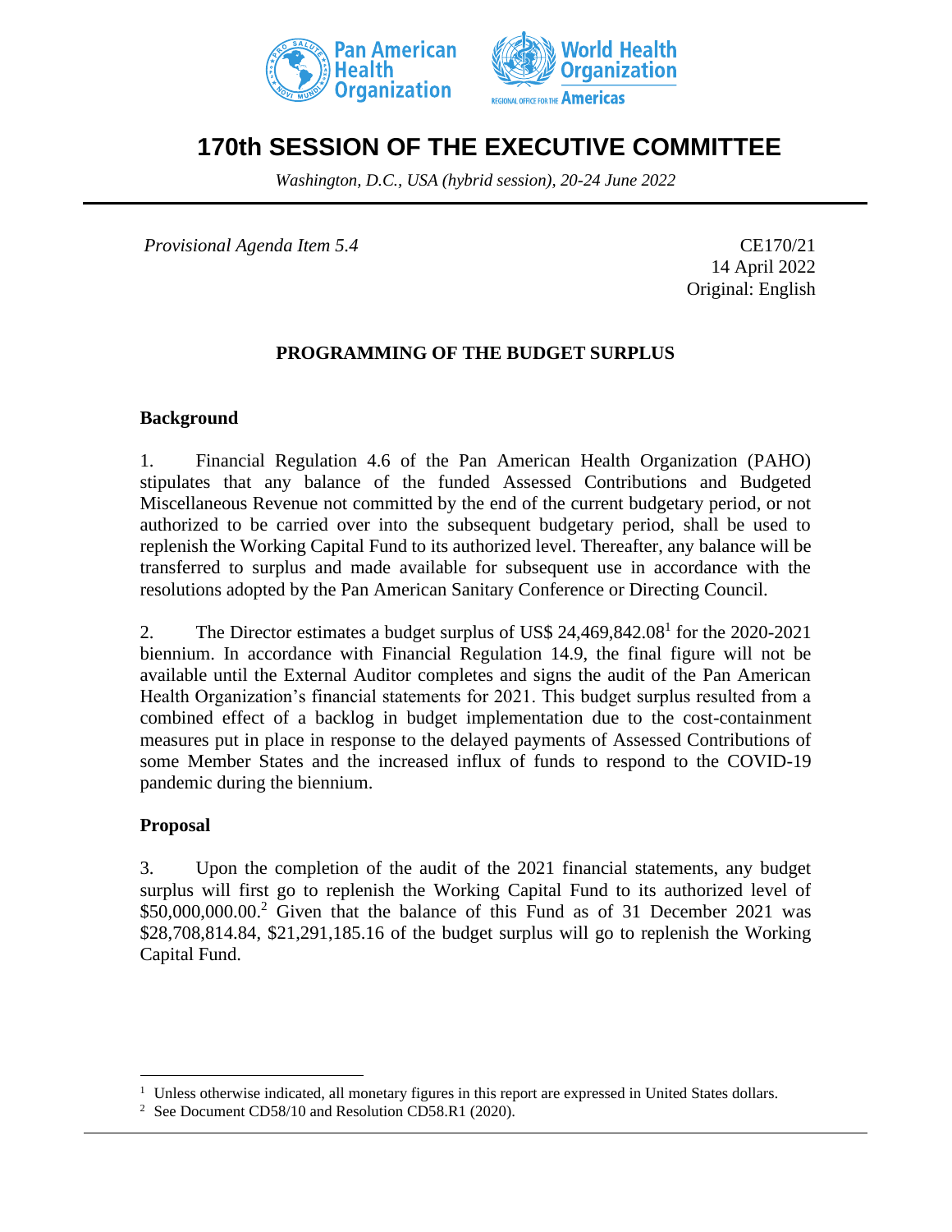# 170th SESSION OF THE EXECUTIVE COMMITTEE

*Washington, D.C., USA (hybrid session), 20-24 June 2022*

*Provisional Agenda Item 5.4*

CE170/21
14 April 2022
Original: English

## PROGRAMMING OF THE BUDGET SURPLUS

### Background

1. Financial Regulation 4.6 of the Pan American Health Organization (PAHO) stipulates that any balance of the funded Assessed Contributions and Budgeted Miscellaneous Revenue not committed by the end of the current budgetary period, or not authorized to be carried over into the subsequent budgetary period, shall be used to replenish the Working Capital Fund to its authorized level. Thereafter, any balance will be transferred to surplus and made available for subsequent use in accordance with the resolutions adopted by the Pan American Sanitary Conference or Directing Council.

2. The Director estimates a budget surplus of US$ 24,469,842.08[1] for the 2020-2021 biennium. In accordance with Financial Regulation 14.9, the final figure will not be available until the External Auditor completes and signs the audit of the Pan American Health Organization's financial statements for 2021. This budget surplus resulted from a combined effect of a backlog in budget implementation due to the cost-containment measures put in place in response to the delayed payments of Assessed Contributions of some Member States and the increased influx of funds to respond to the COVID-19 pandemic during the biennium.

### Proposal

3. Upon the completion of the audit of the 2021 financial statements, any budget surplus will first go to replenish the Working Capital Fund to its authorized level of $50,000,000.00.[2] Given that the balance of this Fund as of 31 December 2021 was $28,708,814.84, $21,291,185.16 of the budget surplus will go to replenish the Working Capital Fund.

---

[1] Unless otherwise indicated, all monetary figures in this report are expressed in United States dollars.

[2] See Document CD58/10 and Resolution CD58.R1 (2020).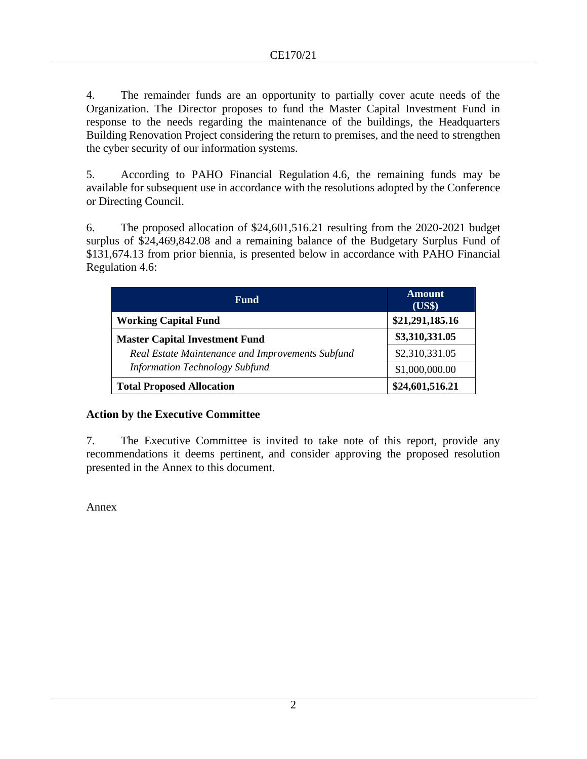4. The remainder funds are an opportunity to partially cover acute needs of the Organization. The Director proposes to fund the Master Capital Investment Fund in response to the needs regarding the maintenance of the buildings, the Headquarters Building Renovation Project considering the return to premises, and the need to strengthen the cyber security of our information systems.

5. According to PAHO Financial Regulation 4.6, the remaining funds may be available for subsequent use in accordance with the resolutions adopted by the Conference or Directing Council.

6. The proposed allocation of $24,601,516.21 resulting from the 2020-2021 budget surplus of $24,469,842.08 and a remaining balance of the Budgetary Surplus Fund of $131,674.13 from prior biennia, is presented below in accordance with PAHO Financial Regulation 4.6:

| Fund | Amount (US$) |
|---|---|
| **Working Capital Fund** | **$21,291,185.16** |
| **Master Capital Investment Fund** | **$3,310,331.05** |
| *Real Estate Maintenance and Improvements Subfund* | $2,310,331.05 |
| *Information Technology Subfund* | $1,000,000.00 |
| **Total Proposed Allocation** | **$24,601,516.21** |

### Action by the Executive Committee

7. The Executive Committee is invited to take note of this report, provide any recommendations it deems pertinent, and consider approving the proposed resolution presented in the Annex to this document.

Annex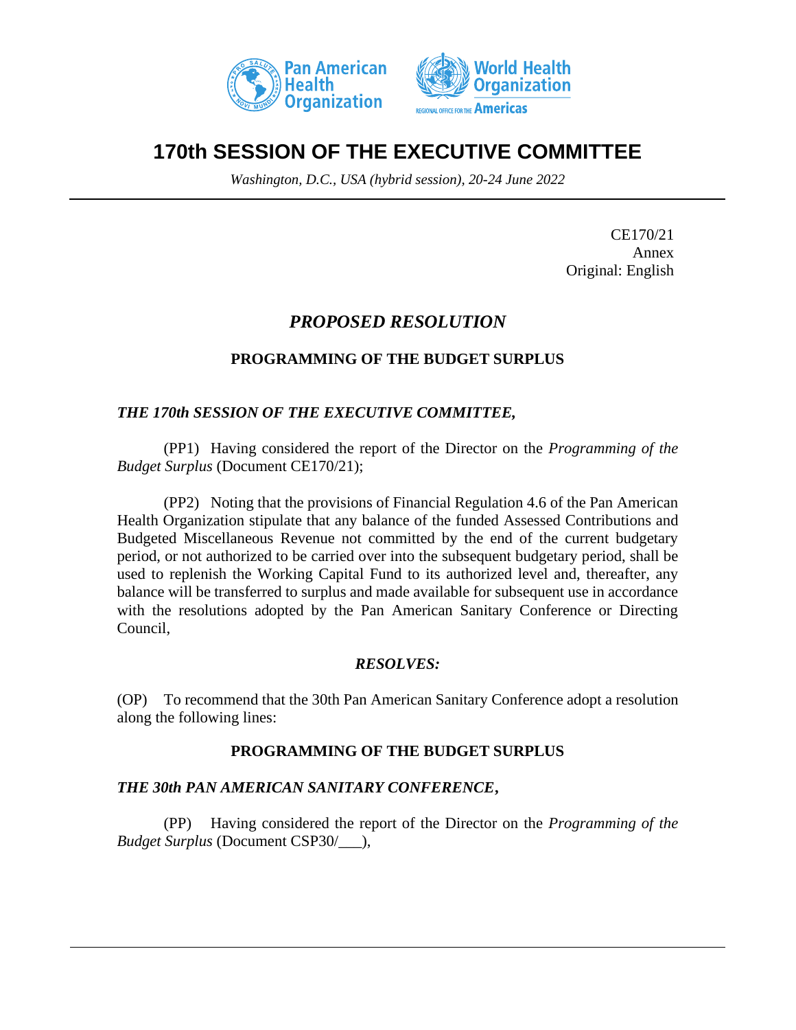# 170th SESSION OF THE EXECUTIVE COMMITTEE

*Washington, D.C., USA (hybrid session), 20-24 June 2022*

CE170/21
Annex
Original: English

## *PROPOSED RESOLUTION*

### PROGRAMMING OF THE BUDGET SURPLUS

***THE 170th SESSION OF THE EXECUTIVE COMMITTEE,***

(PP1) Having considered the report of the Director on the *Programming of the Budget Surplus* (Document CE170/21);

(PP2) Noting that the provisions of Financial Regulation 4.6 of the Pan American Health Organization stipulate that any balance of the funded Assessed Contributions and Budgeted Miscellaneous Revenue not committed by the end of the current budgetary period, or not authorized to be carried over into the subsequent budgetary period, shall be used to replenish the Working Capital Fund to its authorized level and, thereafter, any balance will be transferred to surplus and made available for subsequent use in accordance with the resolutions adopted by the Pan American Sanitary Conference or Directing Council,

***RESOLVES:***

(OP) To recommend that the 30th Pan American Sanitary Conference adopt a resolution along the following lines:

### PROGRAMMING OF THE BUDGET SURPLUS

***THE 30th PAN AMERICAN SANITARY CONFERENCE,***

(PP) Having considered the report of the Director on the *Programming of the Budget Surplus* (Document CSP30/___),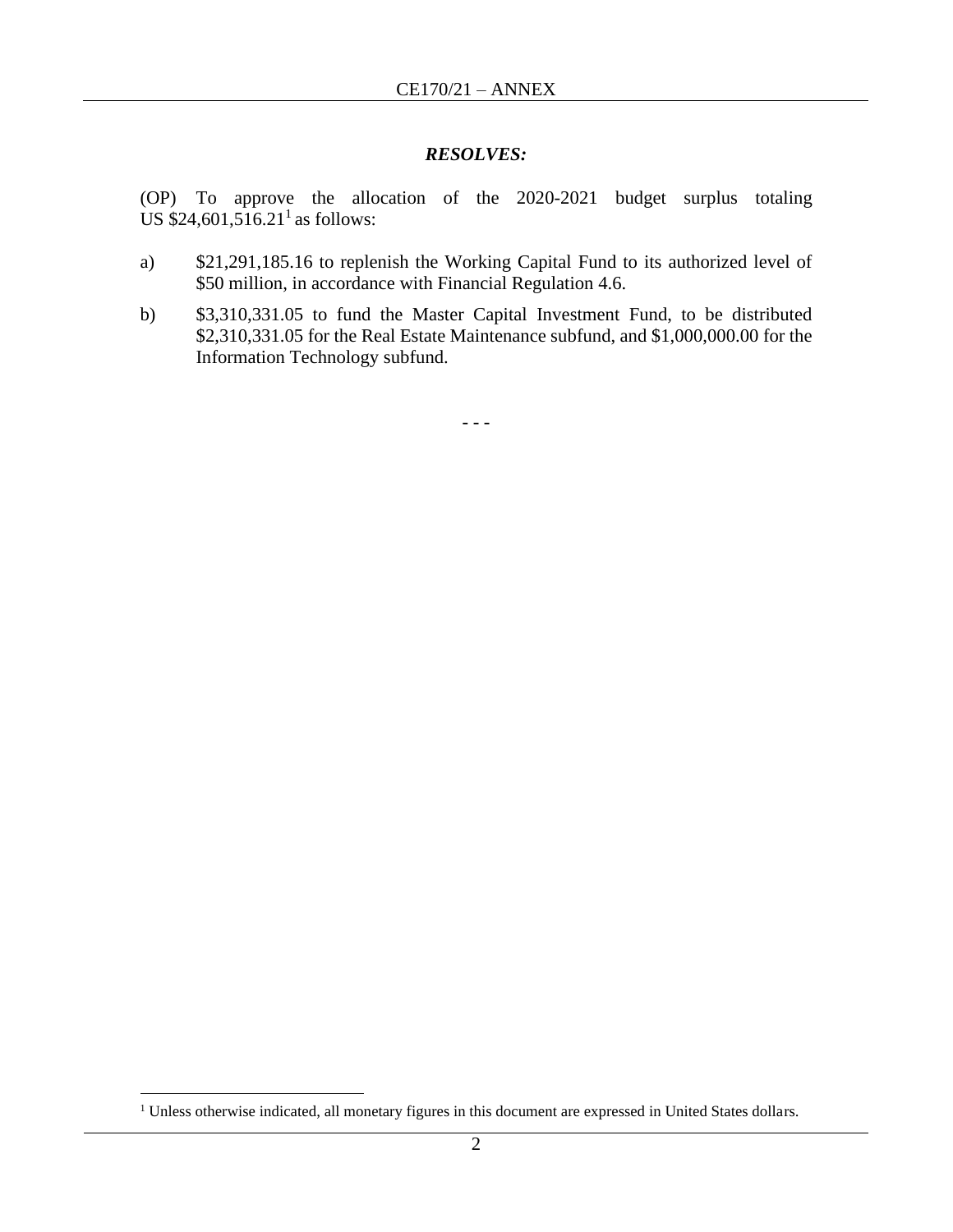***RESOLVES:***

(OP) To approve the allocation of the 2020-2021 budget surplus totaling US $24,601,516.21[1] as follows:

a) $21,291,185.16 to replenish the Working Capital Fund to its authorized level of $50 million, in accordance with Financial Regulation 4.6.

b) $3,310,331.05 to fund the Master Capital Investment Fund, to be distributed $2,310,331.05 for the Real Estate Maintenance subfund, and $1,000,000.00 for the Information Technology subfund.

- - -

[1] Unless otherwise indicated, all monetary figures in this document are expressed in United States dollars.